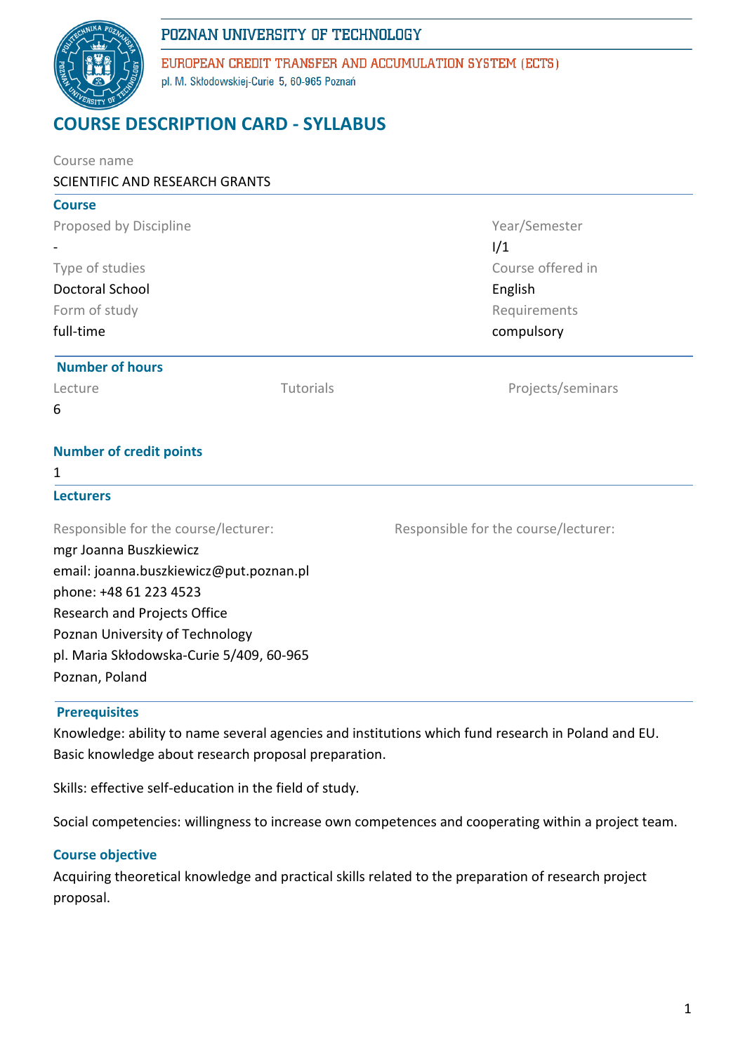POZNAN UNIVERSITY OF TECHNOLOGY

EUROPEAN CREDIT TRANSFER AND ACCUMULATION SYSTEM (ECTS)

pl. M. Skłodowskiej-Curie 5, 60-965 Poznań

# COURSE DESCRIPTION CARD - SYLLABUS

Course name

SCIENTIFIC AND RESEARCH GRANTS

## Course

| Proposed by Discipline | Year/Semester |
|---|---|
| - | I/1 |
| **Type of studies** | **Course offered in** |
| Doctoral School | English |
| **Form of study** | **Requirements** |
| full-time | compulsory |

## Number of hours

| Lecture | Tutorials | Projects/seminars |
|---|---|---|
| 6 | | |

## Number of credit points

1

## Lecturers

Responsible for the course/lecturer:

mgr Joanna Buszkiewicz
email: joanna.buszkiewicz@put.poznan.pl
phone: +48 61 223 4523
Research and Projects Office
Poznan University of Technology
pl. Maria Skłodowska-Curie 5/409, 60-965
Poznan, Poland

Responsible for the course/lecturer:

## Prerequisites

Knowledge: ability to name several agencies and institutions which fund research in Poland and EU. Basic knowledge about research proposal preparation.

Skills: effective self-education in the field of study.

Social competencies: willingness to increase own competences and cooperating within a project team.

## Course objective

Acquiring theoretical knowledge and practical skills related to the preparation of research project proposal.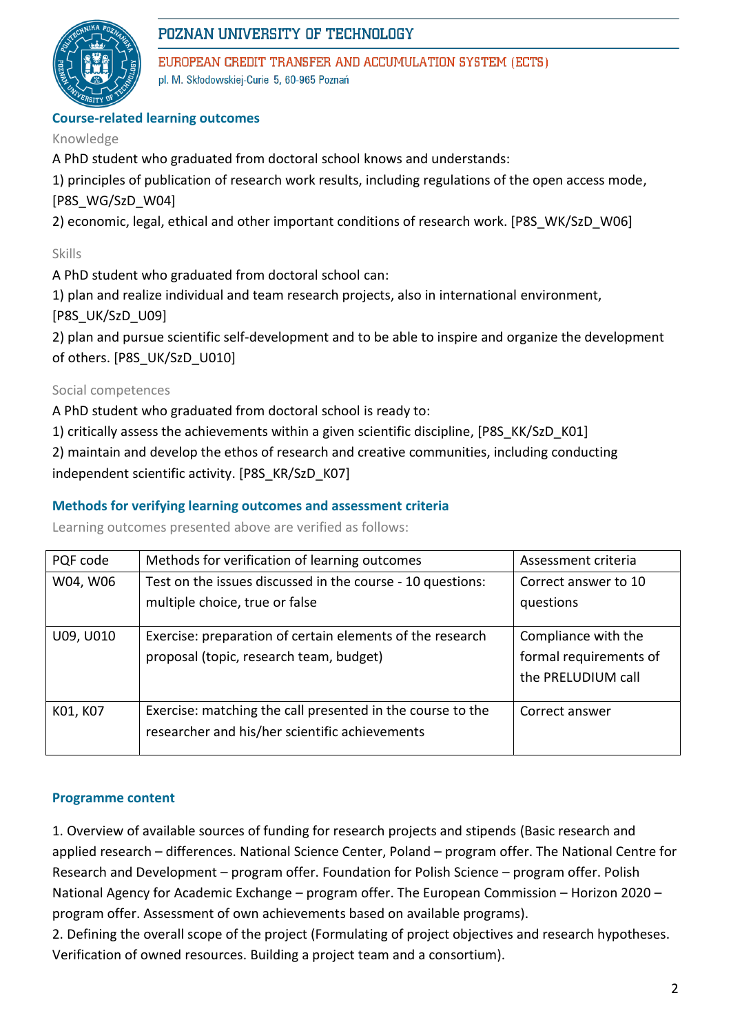## Course-related learning outcomes

### Knowledge

A PhD student who graduated from doctoral school knows and understands:

1) principles of publication of research work results, including regulations of the open access mode, [P8S_WG/SzD_W04]
2) economic, legal, ethical and other important conditions of research work. [P8S_WK/SzD_W06]

### Skills

A PhD student who graduated from doctoral school can:

1) plan and realize individual and team research projects, also in international environment, [P8S_UK/SzD_U09]
2) plan and pursue scientific self-development and to be able to inspire and organize the development of others. [P8S_UK/SzD_U010]

### Social competences

A PhD student who graduated from doctoral school is ready to:

1) critically assess the achievements within a given scientific discipline, [P8S_KK/SzD_K01]
2) maintain and develop the ethos of research and creative communities, including conducting independent scientific activity. [P8S_KR/SzD_K07]

## Methods for verifying learning outcomes and assessment criteria

Learning outcomes presented above are verified as follows:

| PQF code | Methods for verification of learning outcomes | Assessment criteria |
|---|---|---|
| W04, W06 | Test on the issues discussed in the course - 10 questions: multiple choice, true or false | Correct answer to 10 questions |
| U09, U010 | Exercise: preparation of certain elements of the research proposal (topic, research team, budget) | Compliance with the formal requirements of the PRELUDIUM call |
| K01, K07 | Exercise: matching the call presented in the course to the researcher and his/her scientific achievements | Correct answer |

## Programme content

1. Overview of available sources of funding for research projects and stipends (Basic research and applied research – differences. National Science Center, Poland – program offer. The National Centre for Research and Development – program offer. Foundation for Polish Science – program offer. Polish National Agency for Academic Exchange – program offer. The European Commission – Horizon 2020 – program offer. Assessment of own achievements based on available programs).
2. Defining the overall scope of the project (Formulating of project objectives and research hypotheses. Verification of owned resources. Building a project team and a consortium).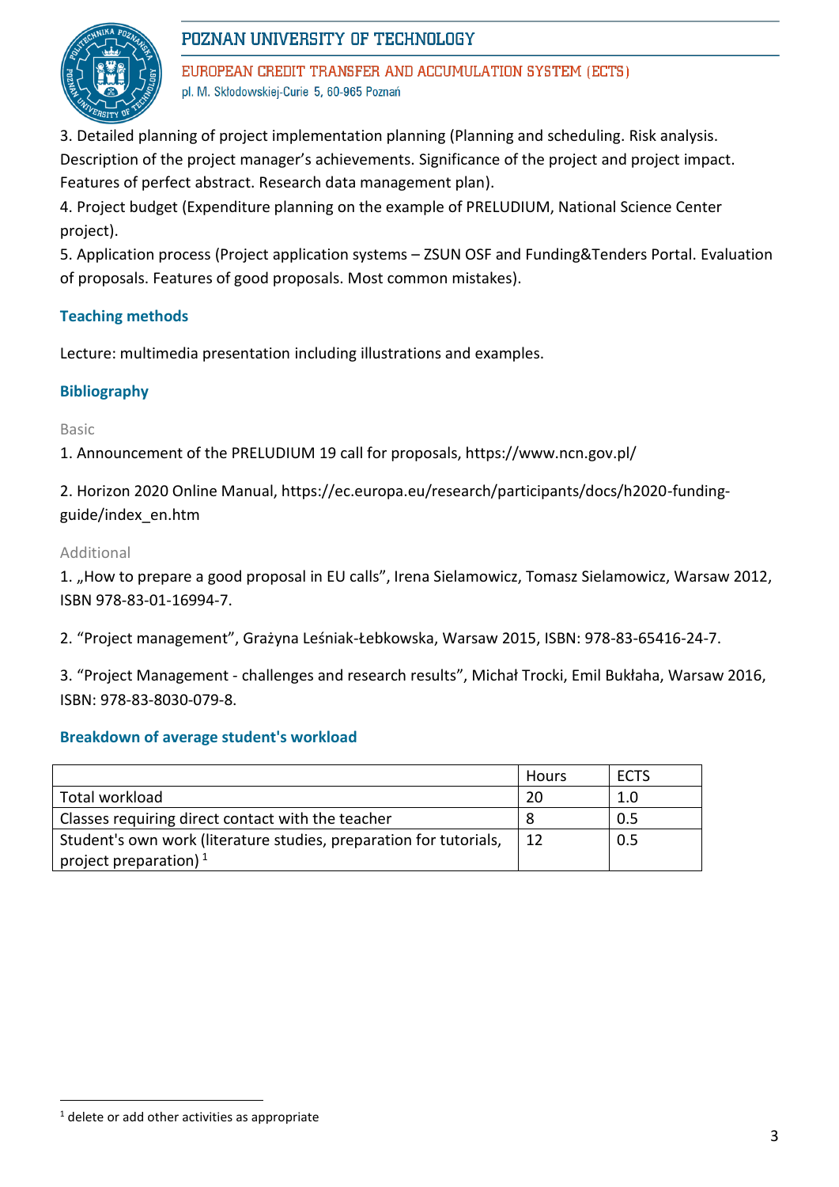3. Detailed planning of project implementation planning (Planning and scheduling. Risk analysis. Description of the project manager's achievements. Significance of the project and project impact. Features of perfect abstract. Research data management plan).
4. Project budget (Expenditure planning on the example of PRELUDIUM, National Science Center project).
5. Application process (Project application systems – ZSUN OSF and Funding&Tenders Portal. Evaluation of proposals. Features of good proposals. Most common mistakes).

## Teaching methods

Lecture: multimedia presentation including illustrations and examples.

## Bibliography

Basic

1. Announcement of the PRELUDIUM 19 call for proposals, https://www.ncn.gov.pl/

2. Horizon 2020 Online Manual, https://ec.europa.eu/research/participants/docs/h2020-funding-guide/index_en.htm

Additional

1. „How to prepare a good proposal in EU calls", Irena Sielamowicz, Tomasz Sielamowicz, Warsaw 2012, ISBN 978-83-01-16994-7.

2. "Project management", Grażyna Leśniak-Łebkowska, Warsaw 2015, ISBN: 978-83-65416-24-7.

3. "Project Management - challenges and research results", Michał Trocki, Emil Bukłaha, Warsaw 2016, ISBN: 978-83-8030-079-8.

## Breakdown of average student's workload

| | Hours | ECTS |
|---|---|---|
| Total workload | 20 | 1.0 |
| Classes requiring direct contact with the teacher | 8 | 0.5 |
| Student's own work (literature studies, preparation for tutorials, project preparation) [1] | 12 | 0.5 |

[1] delete or add other activities as appropriate